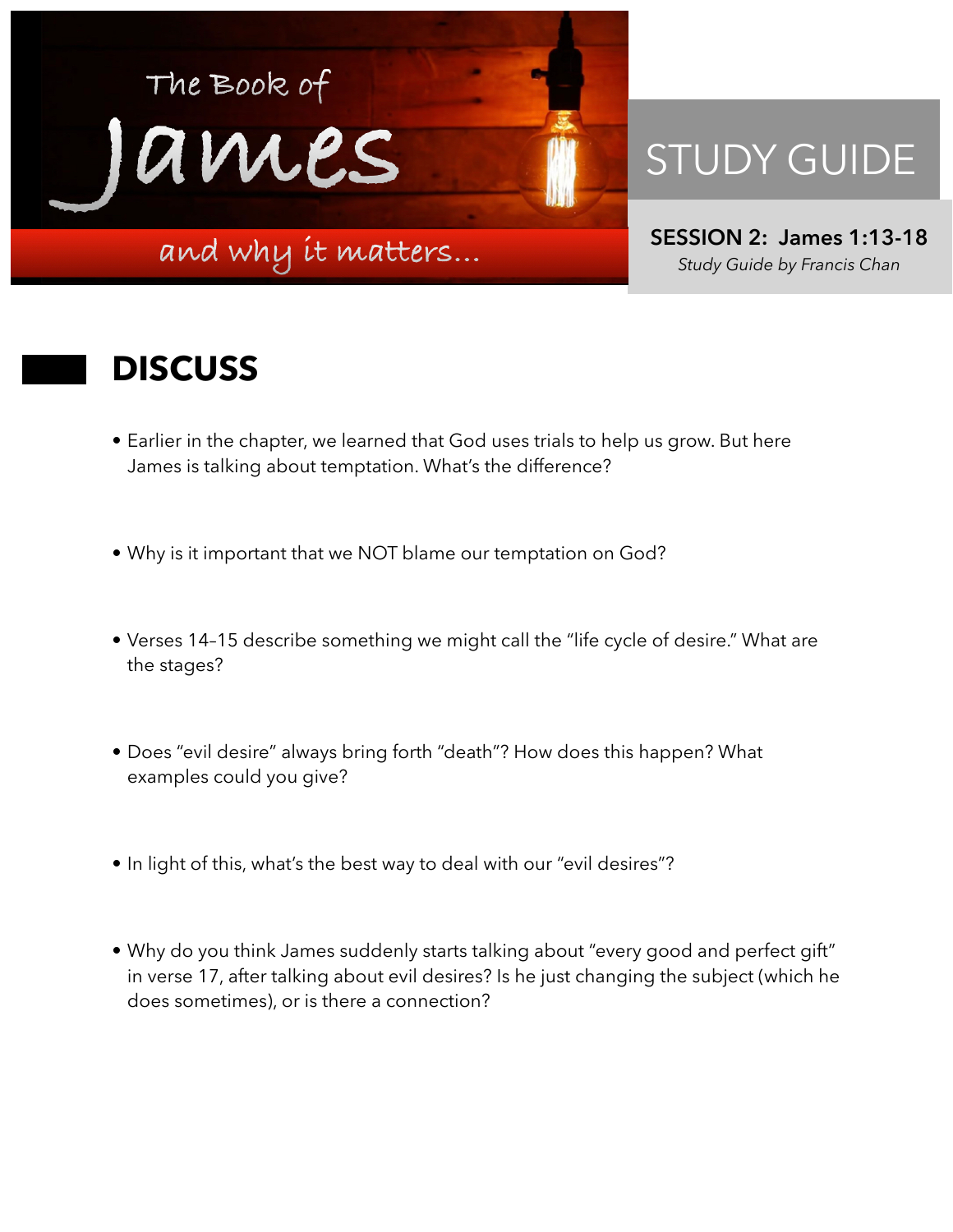# The Book of James

## and why it matters...

# STUDY GUIDE

**SESSION 2: James 1:13-18**

*Study Guide by Francis Chan*

## DISCUSS

- Earlier in the chapter, we learned that God uses trials to help us grow. But here James is talking about temptation. What's the difference?

- Why is it important that we NOT blame our temptation on God?

- Verses 14–15 describe something we might call the "life cycle of desire." What are the stages?

- Does "evil desire" always bring forth "death"? How does this happen? What examples could you give?

- In light of this, what's the best way to deal with our "evil desires"?

- Why do you think James suddenly starts talking about "every good and perfect gift" in verse 17, after talking about evil desires? Is he just changing the subject (which he does sometimes), or is there a connection?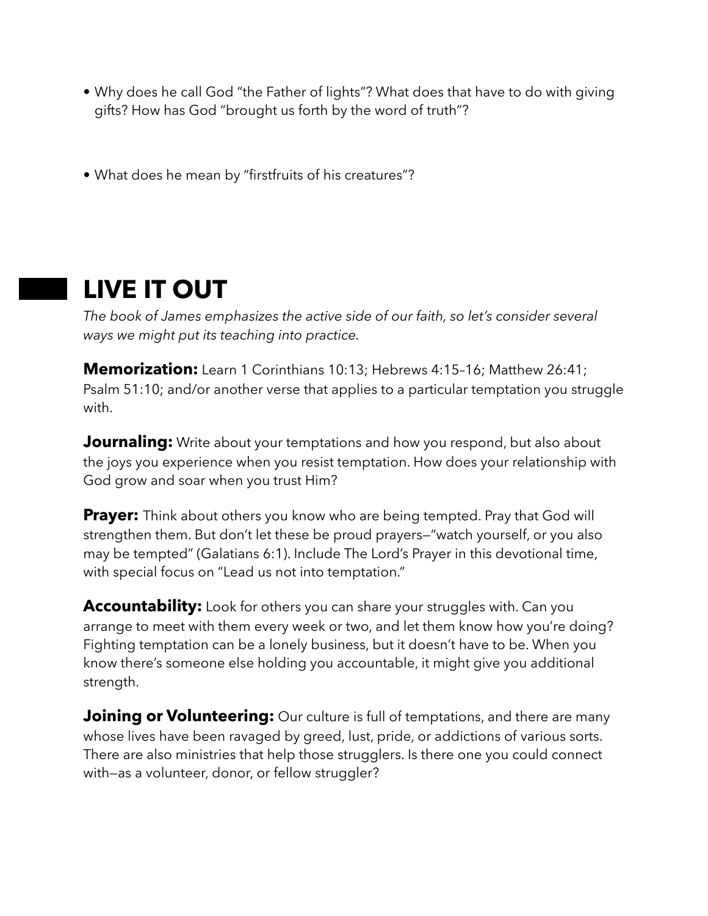- Why does he call God "the Father of lights"? What does that have to do with giving gifts? How has God "brought us forth by the word of truth"?

- What does he mean by "firstfruits of his creatures"?

## LIVE IT OUT

*The book of James emphasizes the active side of our faith, so let's consider several ways we might put its teaching into practice.*

**Memorization:** Learn 1 Corinthians 10:13; Hebrews 4:15–16; Matthew 26:41; Psalm 51:10; and/or another verse that applies to a particular temptation you struggle with.

**Journaling:** Write about your temptations and how you respond, but also about the joys you experience when you resist temptation. How does your relationship with God grow and soar when you trust Him?

**Prayer:** Think about others you know who are being tempted. Pray that God will strengthen them. But don't let these be proud prayers—"watch yourself, or you also may be tempted" (Galatians 6:1). Include The Lord's Prayer in this devotional time, with special focus on "Lead us not into temptation."

**Accountability:** Look for others you can share your struggles with. Can you arrange to meet with them every week or two, and let them know how you're doing? Fighting temptation can be a lonely business, but it doesn't have to be. When you know there's someone else holding you accountable, it might give you additional strength.

**Joining or Volunteering:** Our culture is full of temptations, and there are many whose lives have been ravaged by greed, lust, pride, or addictions of various sorts. There are also ministries that help those strugglers. Is there one you could connect with—as a volunteer, donor, or fellow struggler?